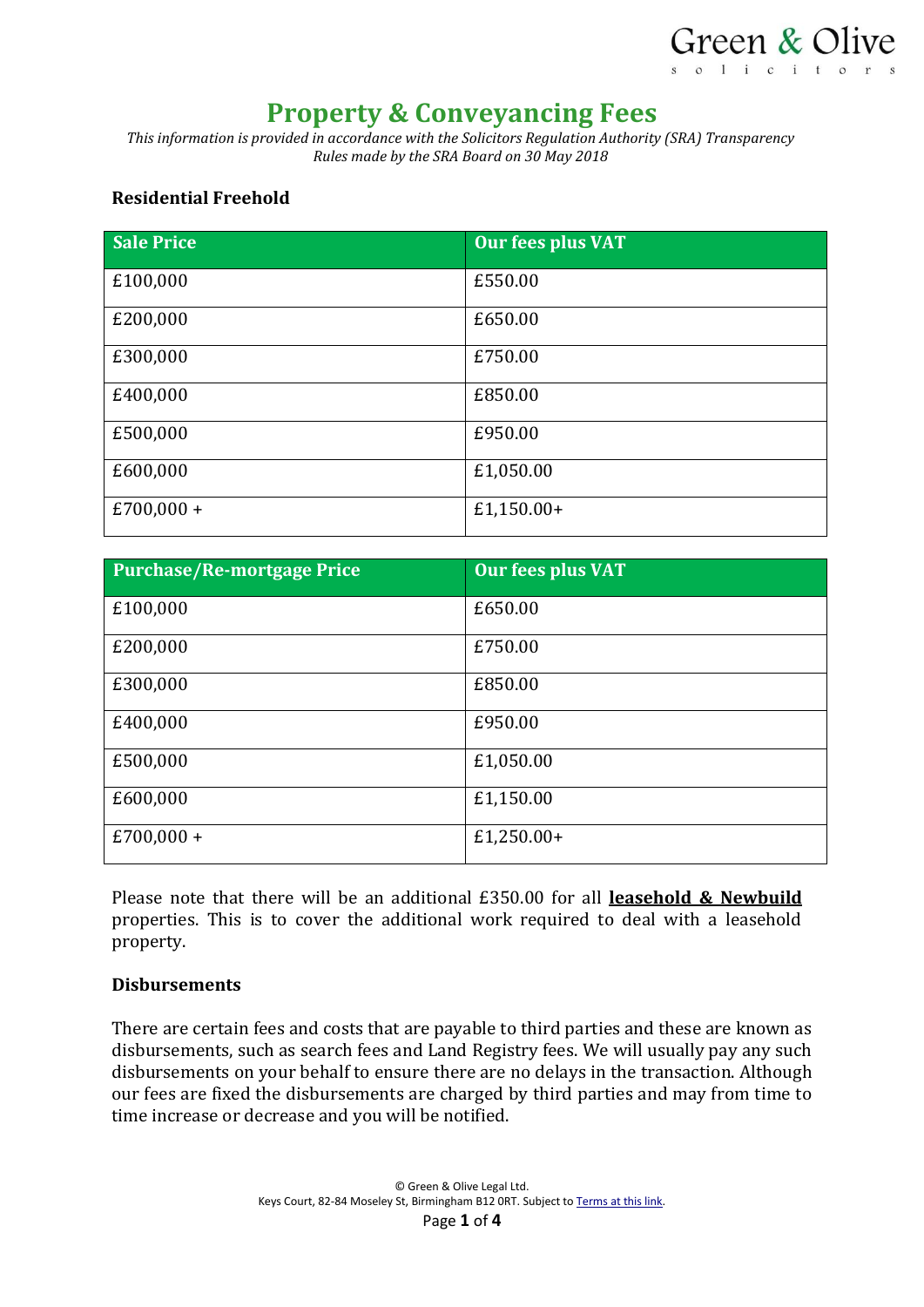# Property & Conveyancing Fees

*This information is provided in accordance with the Solicitors Regulation Authority (SRA) Transparency Rules made by the SRA Board on 30 May 2018*

### Residential Freehold

| Sale Price | Our fees plus VAT |
|---|---|
| £100,000 | £550.00 |
| £200,000 | £650.00 |
| £300,000 | £750.00 |
| £400,000 | £850.00 |
| £500,000 | £950.00 |
| £600,000 | £1,050.00 |
| £700,000 + | £1,150.00+ |

| Purchase/Re-mortgage Price | Our fees plus VAT |
|---|---|
| £100,000 | £650.00 |
| £200,000 | £750.00 |
| £300,000 | £850.00 |
| £400,000 | £950.00 |
| £500,000 | £1,050.00 |
| £600,000 | £1,150.00 |
| £700,000 + | £1,250.00+ |

Please note that there will be an additional £350.00 for all **leasehold & Newbuild** properties. This is to cover the additional work required to deal with a leasehold property.

### Disbursements

There are certain fees and costs that are payable to third parties and these are known as disbursements, such as search fees and Land Registry fees. We will usually pay any such disbursements on your behalf to ensure there are no delays in the transaction. Although our fees are fixed the disbursements are charged by third parties and may from time to time increase or decrease and you will be notified.

© Green & Olive Legal Ltd.
Keys Court, 82-84 Moseley St, Birmingham B12 0RT. Subject to Terms at this link.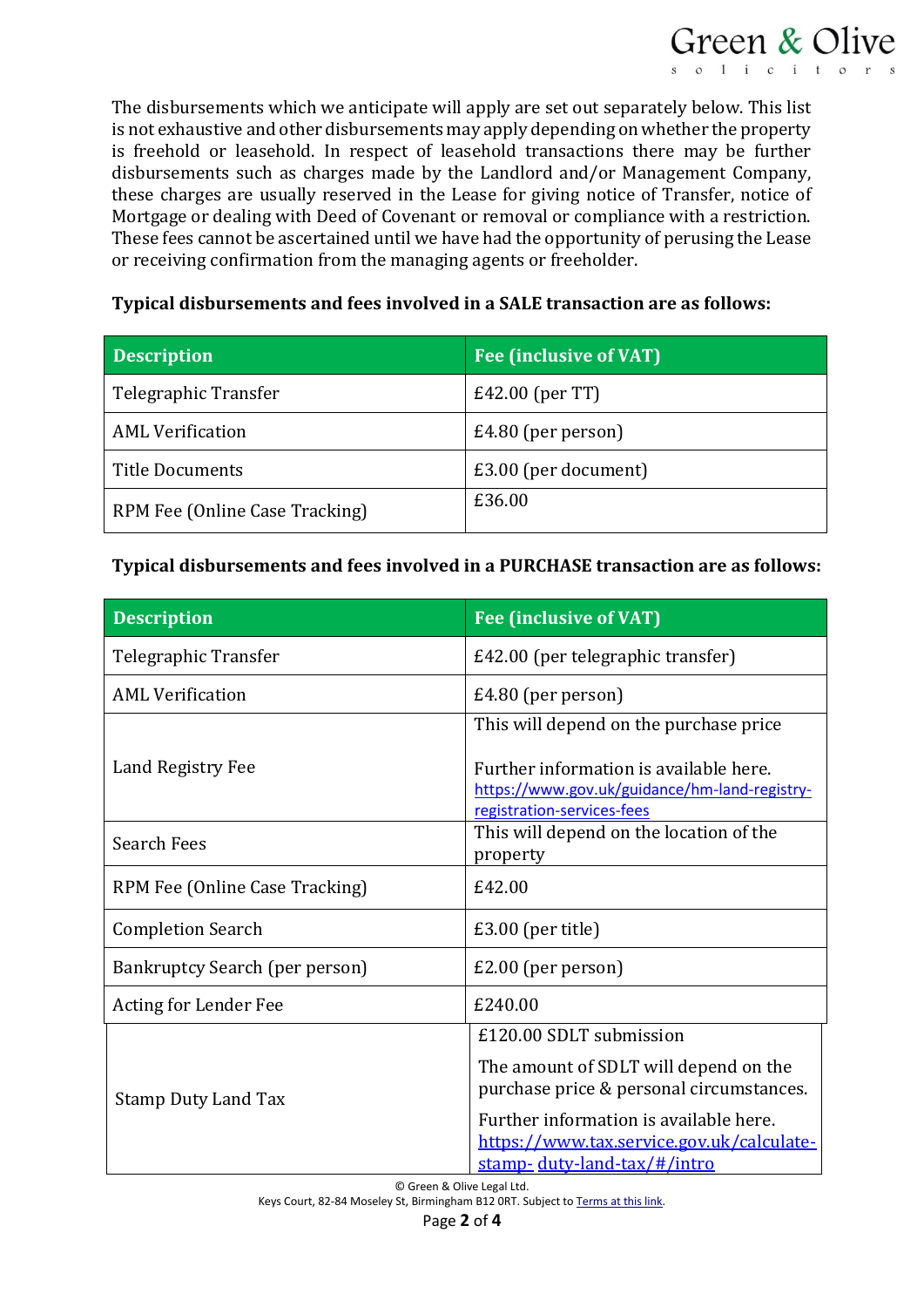The disbursements which we anticipate will apply are set out separately below. This list is not exhaustive and other disbursements may apply depending on whether the property is freehold or leasehold. In respect of leasehold transactions there may be further disbursements such as charges made by the Landlord and/or Management Company, these charges are usually reserved in the Lease for giving notice of Transfer, notice of Mortgage or dealing with Deed of Covenant or removal or compliance with a restriction. These fees cannot be ascertained until we have had the opportunity of perusing the Lease or receiving confirmation from the managing agents or freeholder.

**Typical disbursements and fees involved in a SALE transaction are as follows:**

| Description | Fee (inclusive of VAT) |
|---|---|
| Telegraphic Transfer | £42.00 (per TT) |
| AML Verification | £4.80 (per person) |
| Title Documents | £3.00 (per document) |
| RPM Fee (Online Case Tracking) | £36.00 |

**Typical disbursements and fees involved in a PURCHASE transaction are as follows:**

| Description | Fee (inclusive of VAT) |
|---|---|
| Telegraphic Transfer | £42.00 (per telegraphic transfer) |
| AML Verification | £4.80 (per person) |
| Land Registry Fee | This will depend on the purchase price<br><br>Further information is available here. https://www.gov.uk/guidance/hm-land-registry-registration-services-fees |
| Search Fees | This will depend on the location of the property |
| RPM Fee (Online Case Tracking) | £42.00 |
| Completion Search | £3.00 (per title) |
| Bankruptcy Search (per person) | £2.00 (per person) |
| Acting for Lender Fee | £240.00 |
| Stamp Duty Land Tax | £120.00 SDLT submission<br><br>The amount of SDLT will depend on the purchase price & personal circumstances.<br><br>Further information is available here. https://www.tax.service.gov.uk/calculate-stamp-duty-land-tax/#/intro |

© Green & Olive Legal Ltd.
Keys Court, 82-84 Moseley St, Birmingham B12 0RT. Subject to Terms at this link.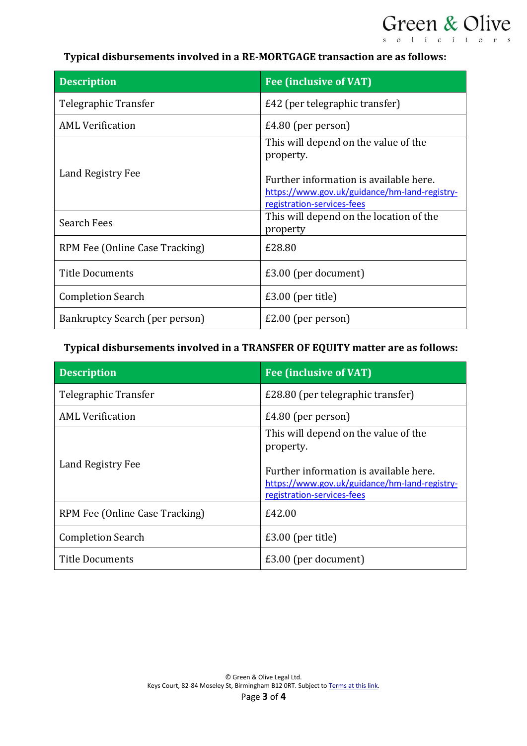**Typical disbursements involved in a RE-MORTGAGE transaction are as follows:**

| Description | Fee (inclusive of VAT) |
|---|---|
| Telegraphic Transfer | £42 (per telegraphic transfer) |
| AML Verification | £4.80 (per person) |
| Land Registry Fee | This will depend on the value of the property.<br><br>Further information is available here. [https://www.gov.uk/guidance/hm-land-registry-registration-services-fees](https://www.gov.uk/guidance/hm-land-registry-registration-services-fees) |
| Search Fees | This will depend on the location of the property |
| RPM Fee (Online Case Tracking) | £28.80 |
| Title Documents | £3.00 (per document) |
| Completion Search | £3.00 (per title) |
| Bankruptcy Search (per person) | £2.00 (per person) |

**Typical disbursements involved in a TRANSFER OF EQUITY matter are as follows:**

| Description | Fee (inclusive of VAT) |
|---|---|
| Telegraphic Transfer | £28.80 (per telegraphic transfer) |
| AML Verification | £4.80 (per person) |
| Land Registry Fee | This will depend on the value of the property.<br><br>Further information is available here. [https://www.gov.uk/guidance/hm-land-registry-registration-services-fees](https://www.gov.uk/guidance/hm-land-registry-registration-services-fees) |
| RPM Fee (Online Case Tracking) | £42.00 |
| Completion Search | £3.00 (per title) |
| Title Documents | £3.00 (per document) |